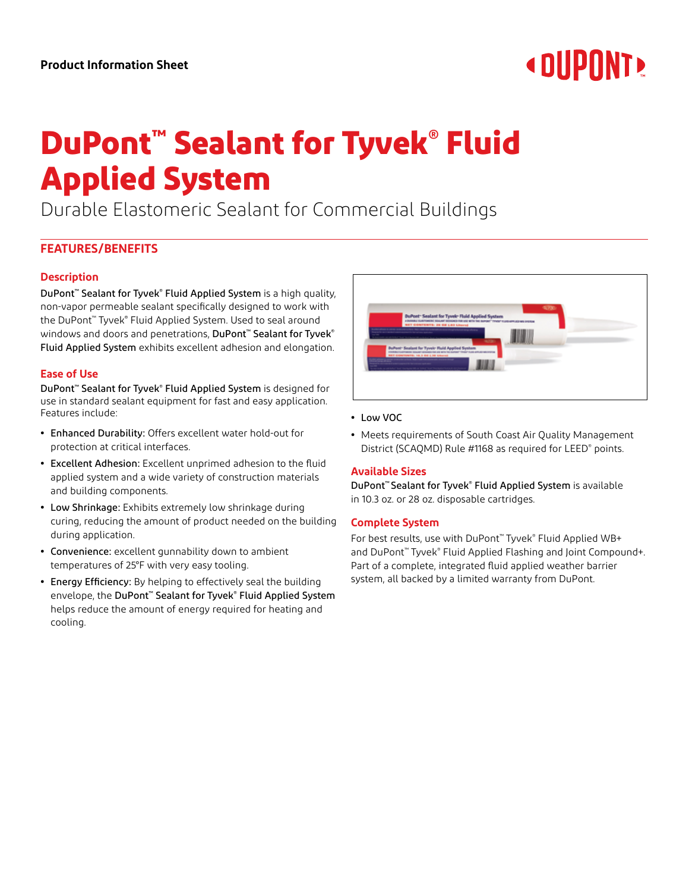Product Information Sheet

# DuPont™ Sealant for Tyvek® Fluid Applied System

Durable Elastomeric Sealant for Commercial Buildings

## FEATURES/BENEFITS

### Description

DuPont™ Sealant for Tyvek® Fluid Applied System is a high quality, non-vapor permeable sealant specifically designed to work with the DuPont™ Tyvek® Fluid Applied System. Used to seal around windows and doors and penetrations, DuPont™ Sealant for Tyvek® Fluid Applied System exhibits excellent adhesion and elongation.

### Ease of Use

DuPont™ Sealant for Tyvek® Fluid Applied System is designed for use in standard sealant equipment for fast and easy application. Features include:

- Enhanced Durability: Offers excellent water hold-out for protection at critical interfaces.
- Excellent Adhesion: Excellent unprimed adhesion to the fluid applied system and a wide variety of construction materials and building components.
- Low Shrinkage: Exhibits extremely low shrinkage during curing, reducing the amount of product needed on the building during application.
- Convenience: excellent gunnability down to ambient temperatures of 25°F with very easy tooling.
- Energy Efficiency: By helping to effectively seal the building envelope, the DuPont™ Sealant for Tyvek® Fluid Applied System helps reduce the amount of energy required for heating and cooling.
- Low VOC
- Meets requirements of South Coast Air Quality Management District (SCAQMD) Rule #1168 as required for LEED® points.

### Available Sizes

DuPont™ Sealant for Tyvek® Fluid Applied System is available in 10.3 oz. or 28 oz. disposable cartridges.

### Complete System

For best results, use with DuPont™ Tyvek® Fluid Applied WB+ and DuPont™ Tyvek® Fluid Applied Flashing and Joint Compound+. Part of a complete, integrated fluid applied weather barrier system, all backed by a limited warranty from DuPont.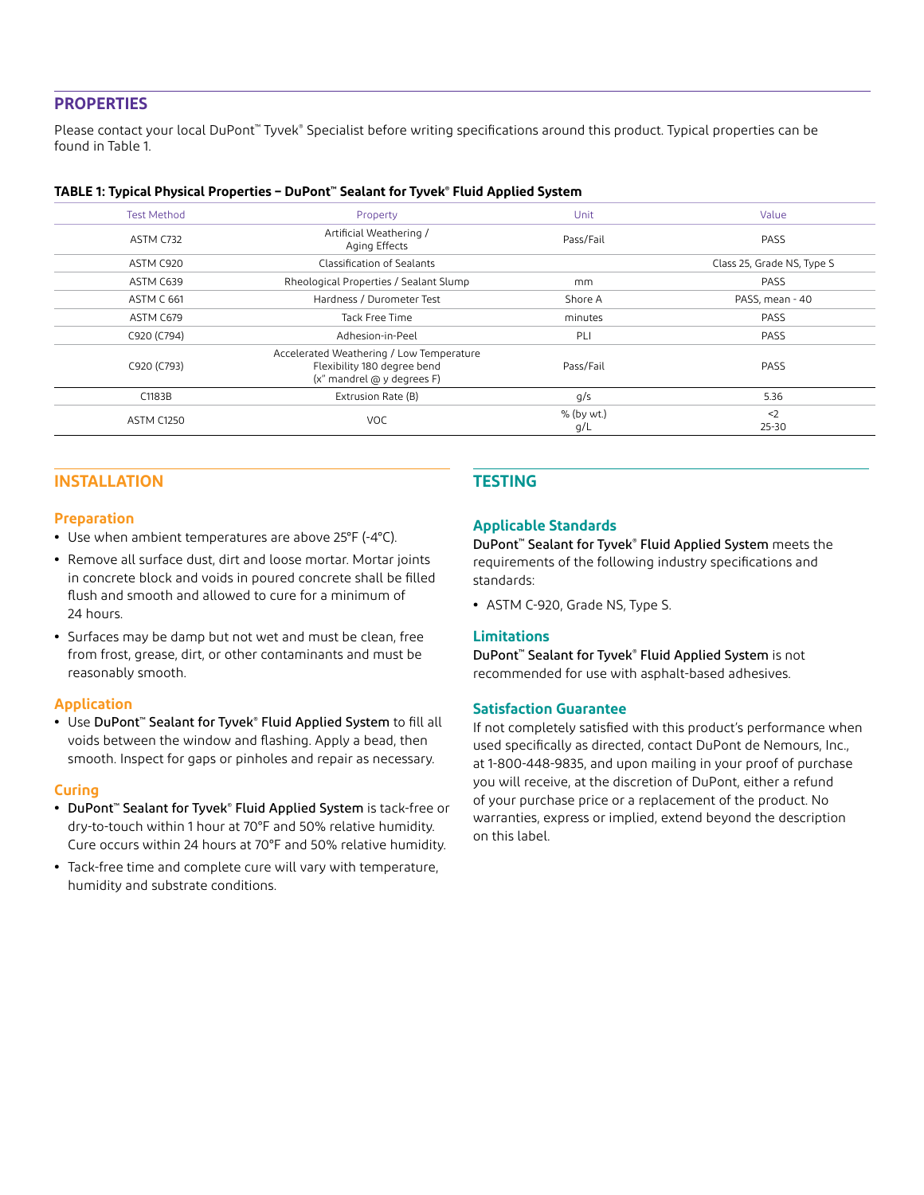## PROPERTIES

Please contact your local DuPont™ Tyvek® Specialist before writing specifications around this product. Typical properties can be found in Table 1.

**TABLE 1: Typical Physical Properties – DuPont™ Sealant for Tyvek® Fluid Applied System**

| Test Method | Property | Unit | Value |
|---|---|---|---|
| ASTM C732 | Artificial Weathering / Aging Effects | Pass/Fail | PASS |
| ASTM C920 | Classification of Sealants | | Class 25, Grade NS, Type S |
| ASTM C639 | Rheological Properties / Sealant Slump | mm | PASS |
| ASTM C 661 | Hardness / Durometer Test | Shore A | PASS, mean - 40 |
| ASTM C679 | Tack Free Time | minutes | PASS |
| C920 (C794) | Adhesion-in-Peel | PLI | PASS |
| C920 (C793) | Accelerated Weathering / Low Temperature Flexibility 180 degree bend (x" mandrel @ y degrees F) | Pass/Fail | PASS |
| C1183B | Extrusion Rate (B) | g/s | 5.36 |
| ASTM C1250 | VOC | % (by wt.)<br>g/L | <2<br>25-30 |

## INSTALLATION

### Preparation

- Use when ambient temperatures are above 25°F (-4°C).
- Remove all surface dust, dirt and loose mortar. Mortar joints in concrete block and voids in poured concrete shall be filled flush and smooth and allowed to cure for a minimum of 24 hours.
- Surfaces may be damp but not wet and must be clean, free from frost, grease, dirt, or other contaminants and must be reasonably smooth.

### Application

- Use DuPont™ Sealant for Tyvek® Fluid Applied System to fill all voids between the window and flashing. Apply a bead, then smooth. Inspect for gaps or pinholes and repair as necessary.

### Curing

- DuPont™ Sealant for Tyvek® Fluid Applied System is tack-free or dry-to-touch within 1 hour at 70°F and 50% relative humidity. Cure occurs within 24 hours at 70°F and 50% relative humidity.
- Tack-free time and complete cure will vary with temperature, humidity and substrate conditions.

## TESTING

### Applicable Standards

DuPont™ Sealant for Tyvek® Fluid Applied System meets the requirements of the following industry specifications and standards:

- ASTM C-920, Grade NS, Type S.

### Limitations

DuPont™ Sealant for Tyvek® Fluid Applied System is not recommended for use with asphalt-based adhesives.

### Satisfaction Guarantee

If not completely satisfied with this product's performance when used specifically as directed, contact DuPont de Nemours, Inc., at 1-800-448-9835, and upon mailing in your proof of purchase you will receive, at the discretion of DuPont, either a refund of your purchase price or a replacement of the product. No warranties, express or implied, extend beyond the description on this label.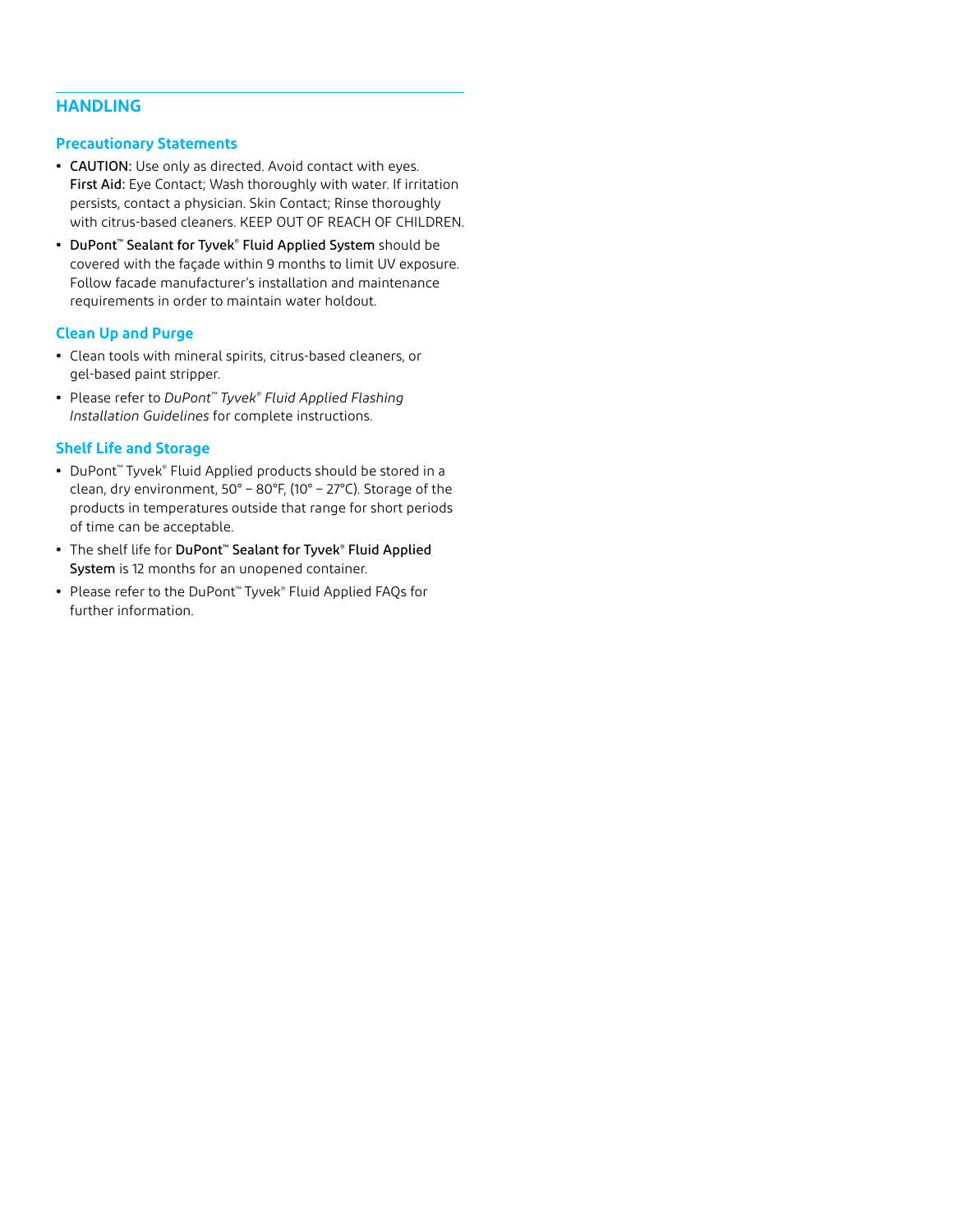## HANDLING

### Precautionary Statements

- **CAUTION:** Use only as directed. Avoid contact with eyes. **First Aid:** Eye Contact; Wash thoroughly with water. If irritation persists, contact a physician. Skin Contact; Rinse thoroughly with citrus-based cleaners. KEEP OUT OF REACH OF CHILDREN.
- **DuPont™ Sealant for Tyvek® Fluid Applied System** should be covered with the façade within 9 months to limit UV exposure. Follow facade manufacturer's installation and maintenance requirements in order to maintain water holdout.

### Clean Up and Purge

- Clean tools with mineral spirits, citrus-based cleaners, or gel-based paint stripper.
- Please refer to *DuPont™ Tyvek® Fluid Applied Flashing Installation Guidelines* for complete instructions.

### Shelf Life and Storage

- DuPont™ Tyvek® Fluid Applied products should be stored in a clean, dry environment, 50° – 80°F, (10° – 27°C). Storage of the products in temperatures outside that range for short periods of time can be acceptable.
- The shelf life for **DuPont™ Sealant for Tyvek® Fluid Applied System** is 12 months for an unopened container.
- Please refer to the DuPont™ Tyvek® Fluid Applied FAQs for further information.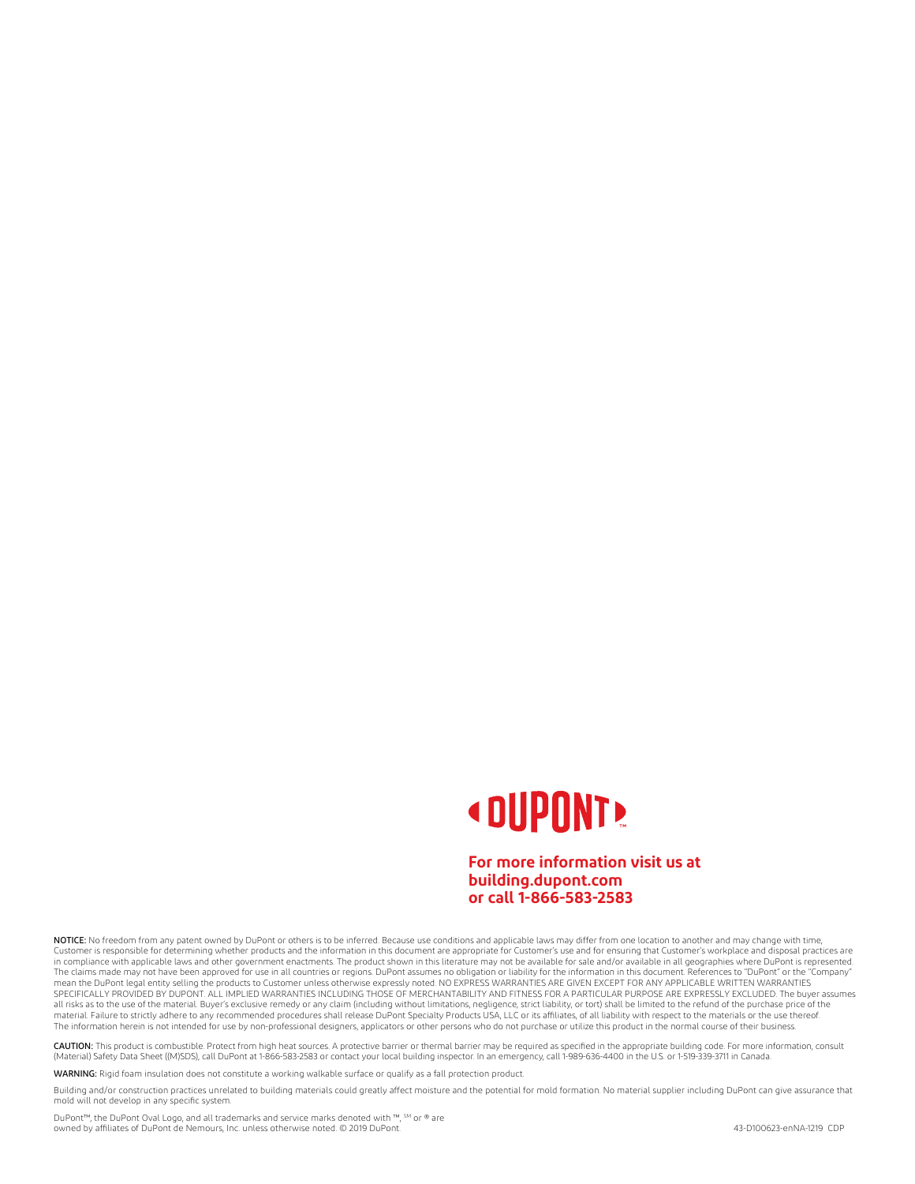**DUPONT™**

**For more information visit us at building.dupont.com or call 1-866-583-2583**

**NOTICE:** No freedom from any patent owned by DuPont or others is to be inferred. Because use conditions and applicable laws may differ from one location to another and may change with time, Customer is responsible for determining whether products and the information in this document are appropriate for Customer's use and for ensuring that Customer's workplace and disposal practices are in compliance with applicable laws and other government enactments. The product shown in this literature may not be available for sale and/or available in all geographies where DuPont is represented. The claims made may not have been approved for use in all countries or regions. DuPont assumes no obligation or liability for the information in this document. References to "DuPont" or the "Company" mean the DuPont legal entity selling the products to Customer unless otherwise expressly noted. NO EXPRESS WARRANTIES ARE GIVEN EXCEPT FOR ANY APPLICABLE WRITTEN WARRANTIES SPECIFICALLY PROVIDED BY DUPONT. ALL IMPLIED WARRANTIES INCLUDING THOSE OF MERCHANTABILITY AND FITNESS FOR A PARTICULAR PURPOSE ARE EXPRESSLY EXCLUDED. The buyer assumes all risks as to the use of the material. Buyer's exclusive remedy or any claim (including without limitations, negligence, strict liability, or tort) shall be limited to the refund of the purchase price of the material. Failure to strictly adhere to any recommended procedures shall release DuPont Specialty Products USA, LLC or its affiliates, of all liability with respect to the materials or the use thereof. The information herein is not intended for use by non-professional designers, applicators or other persons who do not purchase or utilize this product in the normal course of their business.

**CAUTION:** This product is combustible. Protect from high heat sources. A protective barrier or thermal barrier may be required as specified in the appropriate building code. For more information, consult (Material) Safety Data Sheet ((M)SDS), call DuPont at 1-866-583-2583 or contact your local building inspector. In an emergency, call 1-989-636-4400 in the U.S. or 1-519-339-3711 in Canada.

**WARNING:** Rigid foam insulation does not constitute a working walkable surface or qualify as a fall protection product.

Building and/or construction practices unrelated to building materials could greatly affect moisture and the potential for mold formation. No material supplier including DuPont can give assurance that mold will not develop in any specific system.

DuPont™, the DuPont Oval Logo, and all trademarks and service marks denoted with ™, ℠ or ® are owned by affiliates of DuPont de Nemours, Inc. unless otherwise noted. © 2019 DuPont.

43-D100623-enNA-1219 CDP